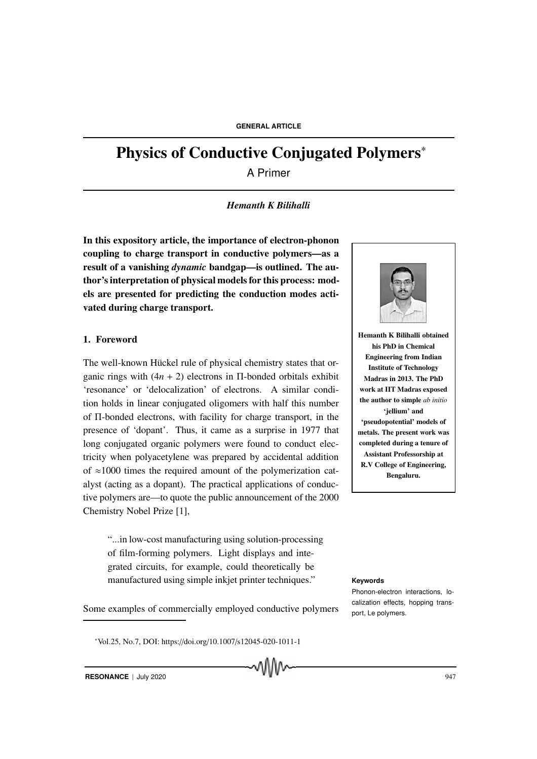# Physics of Conductive Conjugated Polymers*

A Primer

*Hemanth K Bilihalli*

**In this expository article, the importance of electron-phonon coupling to charge transport in conductive polymers—as a result of a vanishing *dynamic* bandgap—is outlined. The author's interpretation of physical models for this process: models are presented for predicting the conduction modes activated during charge transport.**

**Hemanth K Bilihalli obtained his PhD in Chemical Engineering from Indian Institute of Technology Madras in 2013. The PhD work at IIT Madras exposed the author to simple *ab initio* 'jellium' and 'pseudopotential' models of metals. The present work was completed during a tenure of Assistant Professorship at R.V College of Engineering, Bengaluru.**

## 1. Foreword

The well-known Hückel rule of physical chemistry states that organic rings with $(4n + 2)$ electrons in Π-bonded orbitals exhibit 'resonance' or 'delocalization' of electrons. A similar condition holds in linear conjugated oligomers with half this number of Π-bonded electrons, with facility for charge transport, in the presence of 'dopant'. Thus, it came as a surprise in 1977 that long conjugated organic polymers were found to conduct electricity when polyacetylene was prepared by accidental addition of $\approx$1000 times the required amount of the polymerization catalyst (acting as a dopant). The practical applications of conductive polymers are—to quote the public announcement of the 2000 Chemistry Nobel Prize [1],

> "...in low-cost manufacturing using solution-processing of film-forming polymers. Light displays and integrated circuits, for example, could theoretically be manufactured using simple inkjet printer techniques."

Some examples of commercially employed conductive polymers

**Keywords**

Phonon-electron interactions, localization effects, hopping transport, Le polymers.

*Vol.25, No.7, DOI: https://doi.org/10.1007/s12045-020-1011-1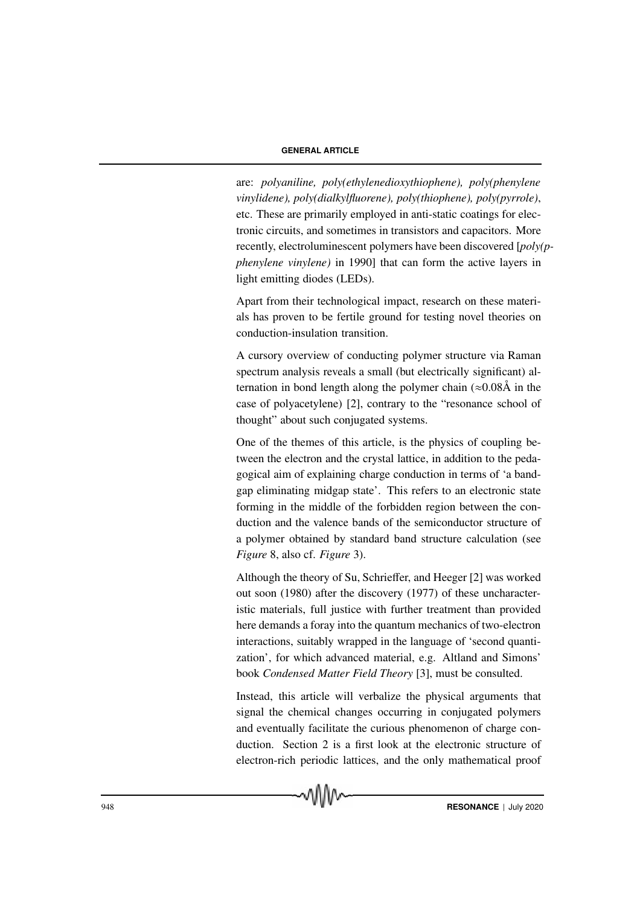are: *polyaniline, poly(ethylenedioxythiophene), poly(phenylene vinylidene), poly(dialkylfluorene), poly(thiophene), poly(pyrrole)*, etc. These are primarily employed in anti-static coatings for electronic circuits, and sometimes in transistors and capacitors. More recently, electroluminescent polymers have been discovered [*poly(p-phenylene vinylene)* in 1990] that can form the active layers in light emitting diodes (LEDs).

Apart from their technological impact, research on these materials has proven to be fertile ground for testing novel theories on conduction-insulation transition.

A cursory overview of conducting polymer structure via Raman spectrum analysis reveals a small (but electrically significant) alternation in bond length along the polymer chain ($\approx$0.08Å in the case of polyacetylene) [2], contrary to the "resonance school of thought" about such conjugated systems.

One of the themes of this article, is the physics of coupling between the electron and the crystal lattice, in addition to the pedagogical aim of explaining charge conduction in terms of 'a band-gap eliminating midgap state'. This refers to an electronic state forming in the middle of the forbidden region between the conduction and the valence bands of the semiconductor structure of a polymer obtained by standard band structure calculation (see *Figure* 8, also cf. *Figure* 3).

Although the theory of Su, Schrieffer, and Heeger [2] was worked out soon (1980) after the discovery (1977) of these uncharacteristic materials, full justice with further treatment than provided here demands a foray into the quantum mechanics of two-electron interactions, suitably wrapped in the language of 'second quantization', for which advanced material, e.g. Altland and Simons' book *Condensed Matter Field Theory* [3], must be consulted.

Instead, this article will verbalize the physical arguments that signal the chemical changes occurring in conjugated polymers and eventually facilitate the curious phenomenon of charge conduction. Section 2 is a first look at the electronic structure of electron-rich periodic lattices, and the only mathematical proof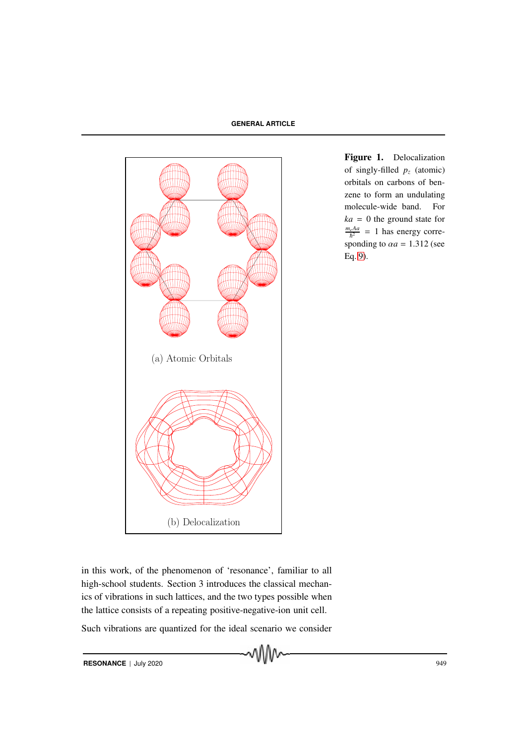(a) Atomic Orbitals

(b) Delocalization

**Figure 1.** Delocalization of singly-filled $p_z$ (atomic) orbitals on carbons of benzene to form an undulating molecule-wide band. For $ka = 0$ the ground state for $\frac{m_e A a}{\hbar^2} = 1$ has energy corresponding to $\alpha a = 1.312$ (see Eq. 9).

in this work, of the phenomenon of 'resonance', familiar to all high-school students. Section 3 introduces the classical mechanics of vibrations in such lattices, and the two types possible when the lattice consists of a repeating positive-negative-ion unit cell.

Such vibrations are quantized for the ideal scenario we consider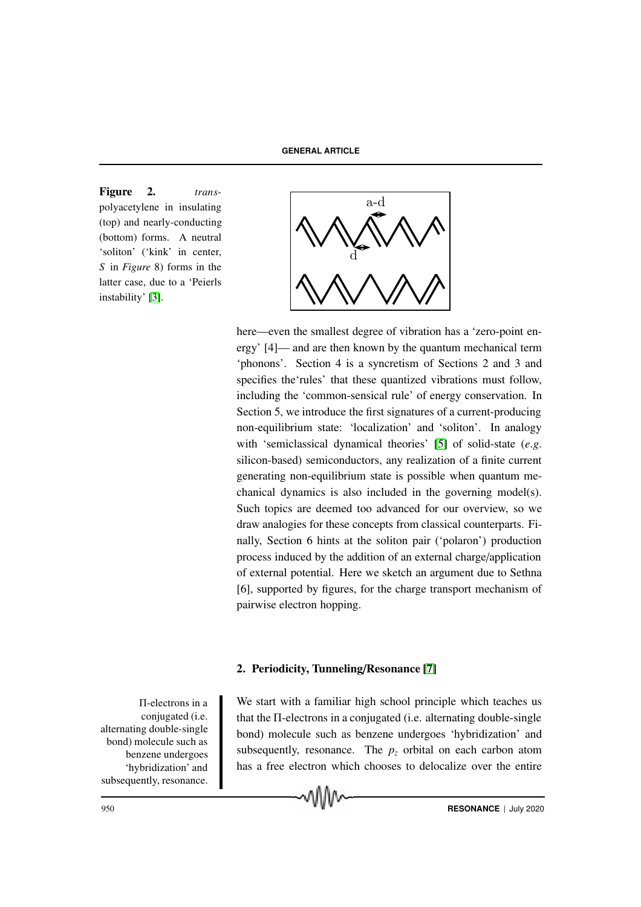**Figure 2.** *trans*-polyacetylene in insulating (top) and nearly-conducting (bottom) forms. A neutral 'soliton' ('kink' in center, *S* in *Figure* 8) forms in the latter case, due to a 'Peierls instability' [3].

here—even the smallest degree of vibration has a 'zero-point energy' [4]— and are then known by the quantum mechanical term 'phonons'. Section 4 is a syncretism of Sections 2 and 3 and specifies the'rules' that these quantized vibrations must follow, including the 'common-sensical rule' of energy conservation. In Section 5, we introduce the first signatures of a current-producing non-equilibrium state: 'localization' and 'soliton'. In analogy with 'semiclassical dynamical theories' [5] of solid-state (*e.g.* silicon-based) semiconductors, any realization of a finite current generating non-equilibrium state is possible when quantum mechanical dynamics is also included in the governing model(s). Such topics are deemed too advanced for our overview, so we draw analogies for these concepts from classical counterparts. Finally, Section 6 hints at the soliton pair ('polaron') production process induced by the addition of an external charge/application of external potential. Here we sketch an argument due to Sethna [6], supported by figures, for the charge transport mechanism of pairwise electron hopping.

## 2. Periodicity, Tunneling/Resonance [7]

Π-electrons in a conjugated (i.e. alternating double-single bond) molecule such as benzene undergoes 'hybridization' and subsequently, resonance.

We start with a familiar high school principle which teaches us that the Π-electrons in a conjugated (i.e. alternating double-single bond) molecule such as benzene undergoes 'hybridization' and subsequently, resonance. The $p_z$ orbital on each carbon atom has a free electron which chooses to delocalize over the entire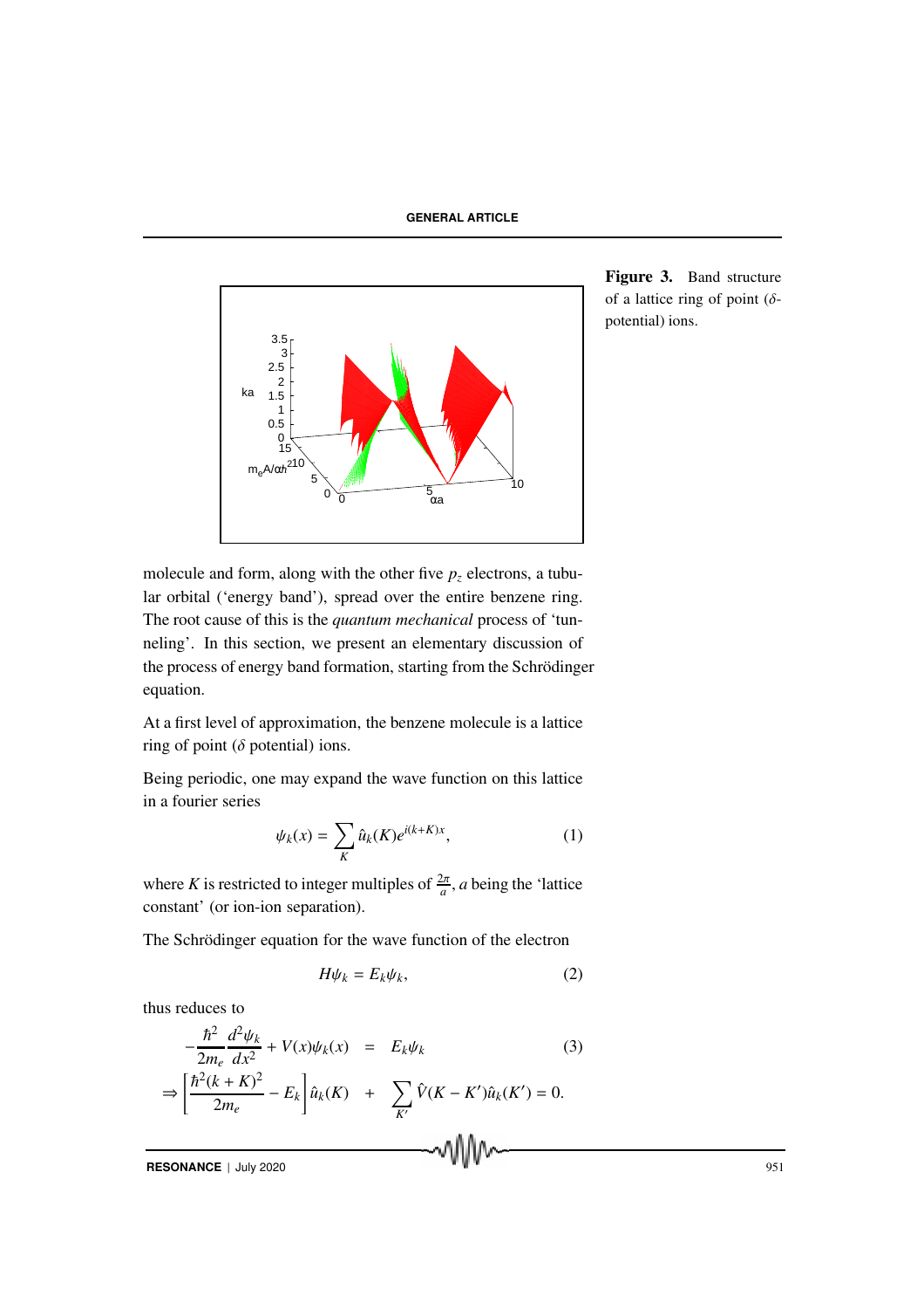**Figure 3.** Band structure of a lattice ring of point ($\delta$-potential) ions.

molecule and form, along with the other five $p_z$ electrons, a tubular orbital ('energy band'), spread over the entire benzene ring. The root cause of this is the *quantum mechanical* process of 'tunneling'. In this section, we present an elementary discussion of the process of energy band formation, starting from the Schrödinger equation.

At a first level of approximation, the benzene molecule is a lattice ring of point ($\delta$ potential) ions.

Being periodic, one may expand the wave function on this lattice in a fourier series

$$\psi_k(x) = \sum_K \hat{u}_k(K) e^{i(k+K)x}, \tag{1}$$

where $K$ is restricted to integer multiples of $\frac{2\pi}{a}$, $a$ being the 'lattice constant' (or ion-ion separation).

The Schrödinger equation for the wave function of the electron

$$H\psi_k = E_k \psi_k, \tag{2}$$

thus reduces to

$$\begin{aligned} -\frac{\hbar^2}{2m_e}\frac{d^2\psi_k}{dx^2} + V(x)\psi_k(x) &= E_k\psi_k \qquad (3) \\ \Rightarrow \left[\frac{\hbar^2(k+K)^2}{2m_e} - E_k\right]\hat{u}_k(K) &+ \sum_{K'} \hat{V}(K-K')\hat{u}_k(K') = 0. \end{aligned}$$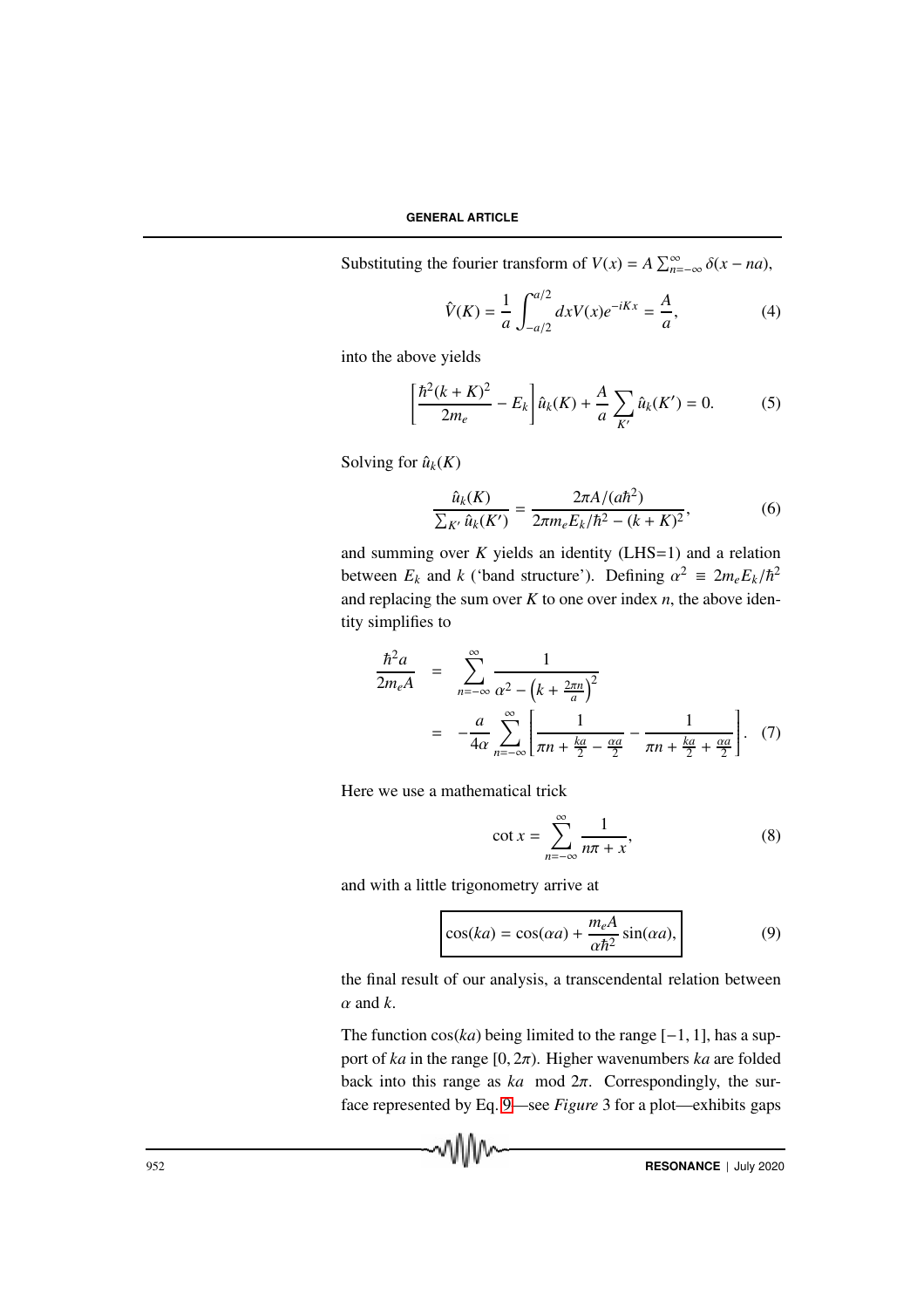Substituting the fourier transform of $V(x) = A\sum_{n=-\infty}^{\infty}\delta(x - na)$,

$$\hat{V}(K) = \frac{1}{a}\int_{-a/2}^{a/2} dx V(x) e^{-iKx} = \frac{A}{a}, \tag{4}$$

into the above yields

$$\left[\frac{\hbar^2(k+K)^2}{2m_e} - E_k\right]\hat{u}_k(K) + \frac{A}{a}\sum_{K'}\hat{u}_k(K') = 0. \tag{5}$$

Solving for $\hat{u}_k(K)$

$$\frac{\hat{u}_k(K)}{\sum_{K'}\hat{u}_k(K')} = \frac{2\pi A/(a\hbar^2)}{2\pi m_e E_k/\hbar^2 - (k+K)^2}, \tag{6}$$

and summing over $K$ yields an identity (LHS=1) and a relation between $E_k$ and $k$ ('band structure'). Defining $\alpha^2 \equiv 2m_e E_k/\hbar^2$ and replacing the sum over $K$ to one over index $n$, the above identity simplifies to

$$\begin{aligned}
\frac{\hbar^2 a}{2m_e A} &= \sum_{n=-\infty}^{\infty}\frac{1}{\alpha^2 - \left(k + \frac{2\pi n}{a}\right)^2} \\
&= -\frac{a}{4\alpha}\sum_{n=-\infty}^{\infty}\left[\frac{1}{\pi n + \frac{ka}{2} - \frac{\alpha a}{2}} - \frac{1}{\pi n + \frac{ka}{2} + \frac{\alpha a}{2}}\right].
\end{aligned} \tag{7}$$

Here we use a mathematical trick

$$\cot x = \sum_{n=-\infty}^{\infty}\frac{1}{n\pi + x}, \tag{8}$$

and with a little trigonometry arrive at

$$\boxed{\cos(ka) = \cos(\alpha a) + \frac{m_e A}{\alpha\hbar^2}\sin(\alpha a),} \tag{9}$$

the final result of our analysis, a transcendental relation between $\alpha$ and $k$.

The function $\cos(ka)$ being limited to the range $[-1, 1]$, has a support of $ka$ in the range $[0, 2\pi)$. Higher wavenumbers $ka$ are folded back into this range as $ka \mod 2\pi$. Correspondingly, the surface represented by Eq. 9—see *Figure* 3 for a plot—exhibits gaps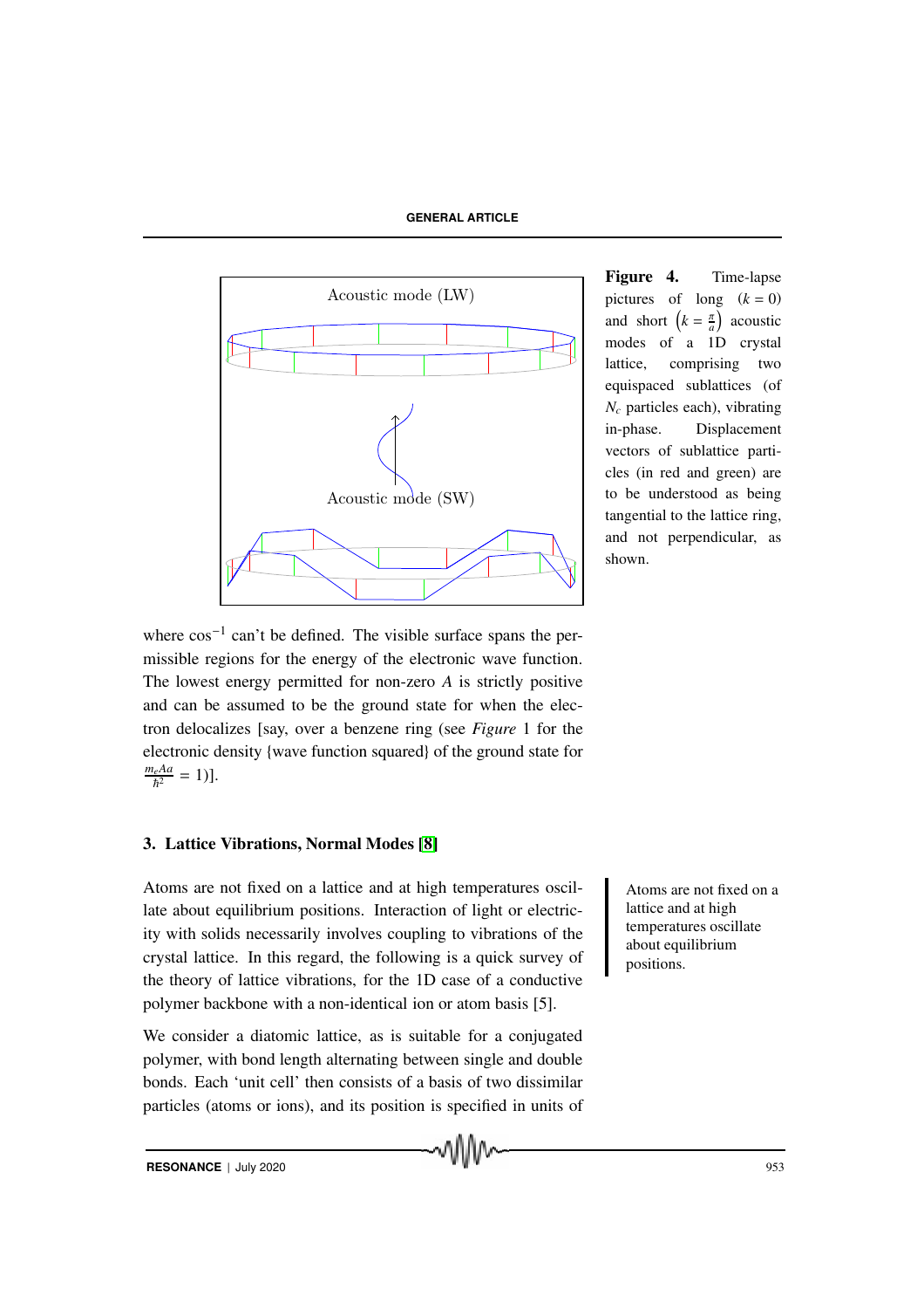Acoustic mode (LW)

Acoustic mode (SW)

**Figure 4.** Time-lapse pictures of long $(k = 0)$ and short $\left(k = \frac{\pi}{a}\right)$ acoustic modes of a 1D crystal lattice, comprising two equispaced sublattices (of $N_c$ particles each), vibrating in-phase. Displacement vectors of sublattice particles (in red and green) are to be understood as being tangential to the lattice ring, and not perpendicular, as shown.

where $\cos^{-1}$ can't be defined. The visible surface spans the permissible regions for the energy of the electronic wave function. The lowest energy permitted for non-zero $A$ is strictly positive and can be assumed to be the ground state for when the electron delocalizes [say, over a benzene ring (see *Figure* 1 for the electronic density {wave function squared} of the ground state for $\frac{m_e A a}{\hbar^2} = 1$)].

## 3. Lattice Vibrations, Normal Modes [8]

Atoms are not fixed on a lattice and at high temperatures oscillate about equilibrium positions. Interaction of light or electricity with solids necessarily involves coupling to vibrations of the crystal lattice. In this regard, the following is a quick survey of the theory of lattice vibrations, for the 1D case of a conductive polymer backbone with a non-identical ion or atom basis [5].

> Atoms are not fixed on a lattice and at high temperatures oscillate about equilibrium positions.

We consider a diatomic lattice, as is suitable for a conjugated polymer, with bond length alternating between single and double bonds. Each 'unit cell' then consists of a basis of two dissimilar particles (atoms or ions), and its position is specified in units of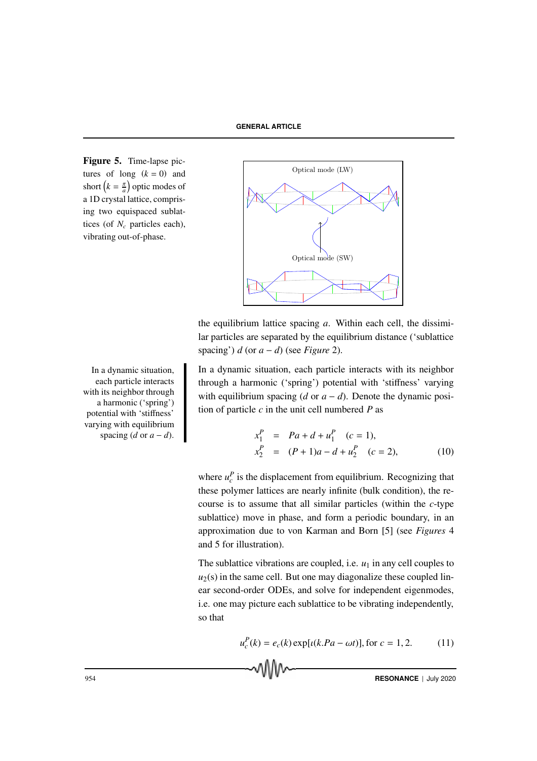**Figure 5.** Time-lapse pictures of long $(k = 0)$ and short $\left(k = \frac{\pi}{a}\right)$ optic modes of a 1D crystal lattice, comprising two equispaced sublattices (of $N_c$ particles each), vibrating out-of-phase.

the equilibrium lattice spacing $a$. Within each cell, the dissimilar particles are separated by the equilibrium distance ('sublattice spacing') $d$ (or $a - d$) (see *Figure* 2).

In a dynamic situation, each particle interacts with its neighbor through a harmonic ('spring') potential with 'stiffness' varying with equilibrium spacing ($d$ or $a - d$).

In a dynamic situation, each particle interacts with its neighbor through a harmonic ('spring') potential with 'stiffness' varying with equilibrium spacing ($d$ or $a - d$). Denote the dynamic position of particle $c$ in the unit cell numbered $P$ as

$$
\begin{aligned}
x_1^P &= Pa + d + u_1^P \quad (c = 1), \\
x_2^P &= (P + 1)a - d + u_2^P \quad (c = 2),
\end{aligned}
\tag{10}
$$

where $u_c^P$ is the displacement from equilibrium. Recognizing that these polymer lattices are nearly infinite (bulk condition), the recourse is to assume that all similar particles (within the $c$-type sublattice) move in phase, and form a periodic boundary, in an approximation due to von Karman and Born [5] (see *Figures* 4 and 5 for illustration).

The sublattice vibrations are coupled, i.e. $u_1$ in any cell couples to $u_2$(s) in the same cell. But one may diagonalize these coupled linear second-order ODEs, and solve for independent eigenmodes, i.e. one may picture each sublattice to be vibrating independently, so that

$$
u_c^P(k) = e_c(k)\exp[\iota(k.Pa - \omega t)], \text{for } c = 1, 2. \tag{11}
$$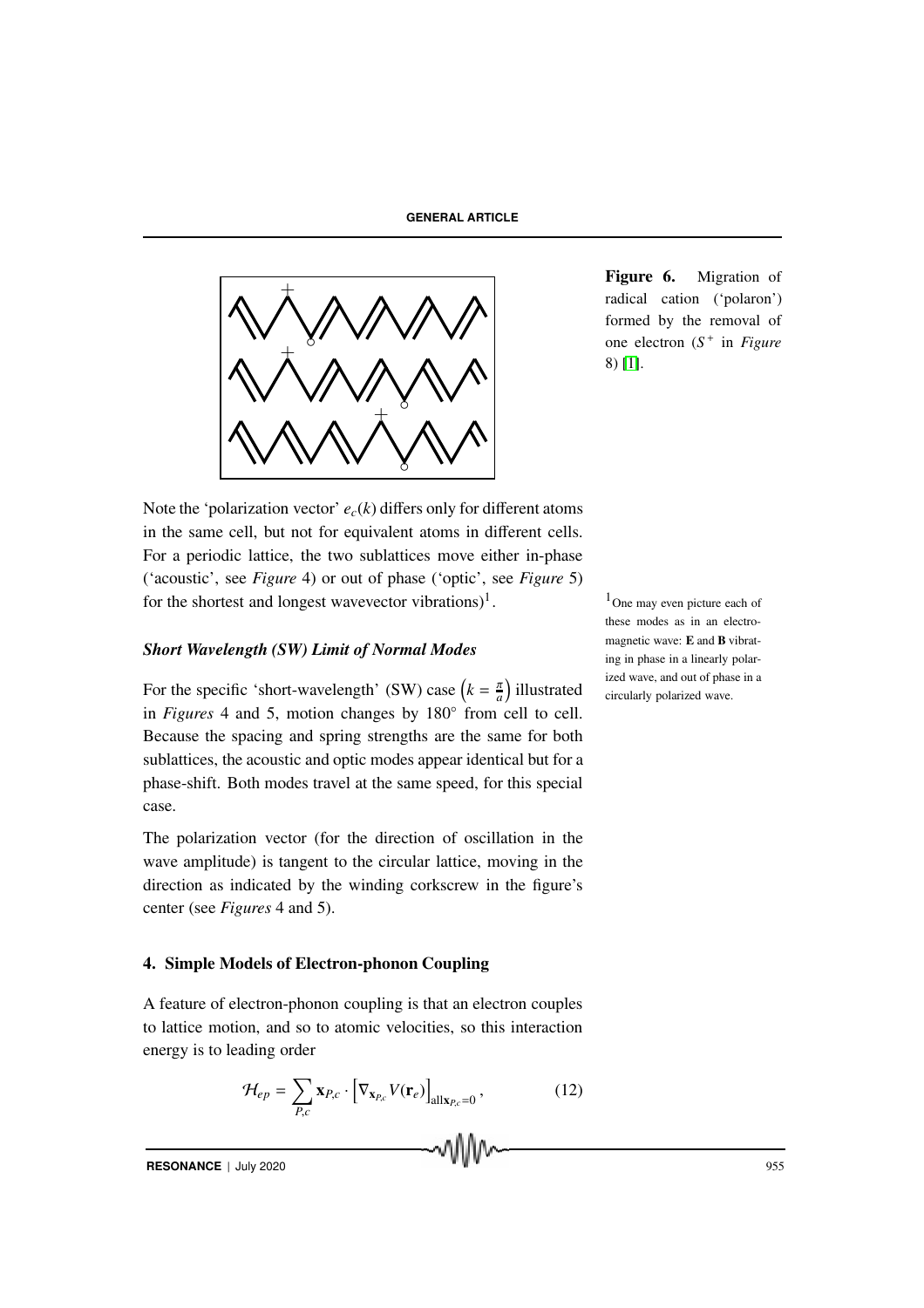Figure 6. Migration of radical cation ('polaron') formed by the removal of one electron ($S^+$ in *Figure* 8) [1].

Note the 'polarization vector' $e_c(k)$ differs only for different atoms in the same cell, but not for equivalent atoms in different cells. For a periodic lattice, the two sublattices move either in-phase ('acoustic', see *Figure* 4) or out of phase ('optic', see *Figure* 5) for the shortest and longest wavevector vibrations)[1].

[1] One may even picture each of these modes as in an electromagnetic wave: **E** and **B** vibrating in phase in a linearly polarized wave, and out of phase in a circularly polarized wave.

### *Short Wavelength (SW) Limit of Normal Modes*

For the specific 'short-wavelength' (SW) case $\left(k = \frac{\pi}{a}\right)$ illustrated in *Figures* 4 and 5, motion changes by 180° from cell to cell. Because the spacing and spring strengths are the same for both sublattices, the acoustic and optic modes appear identical but for a phase-shift. Both modes travel at the same speed, for this special case.

The polarization vector (for the direction of oscillation in the wave amplitude) is tangent to the circular lattice, moving in the direction as indicated by the winding corkscrew in the figure's center (see *Figures* 4 and 5).

## 4. Simple Models of Electron-phonon Coupling

A feature of electron-phonon coupling is that an electron couples to lattice motion, and so to atomic velocities, so this interaction energy is to leading order

$$\mathcal{H}_{ep} = \sum_{P,c} \mathbf{x}_{P,c} \cdot \left[\nabla_{\mathbf{x}_{P,c}} V(\mathbf{r}_e)\right]_{\text{all}\mathbf{x}_{P,c}=0}, \qquad (12)$$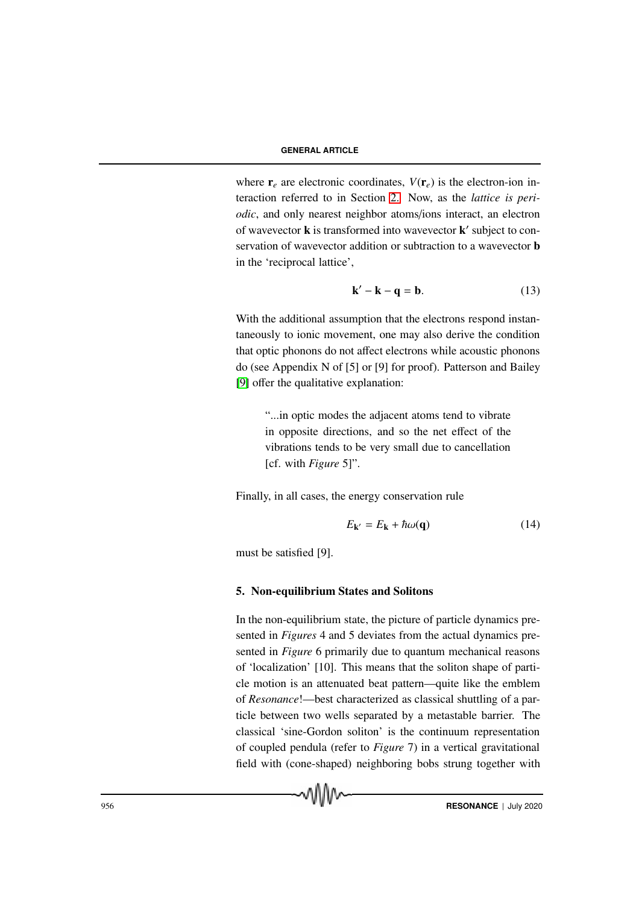where $\mathbf{r}_e$ are electronic coordinates, $V(\mathbf{r}_e)$ is the electron-ion interaction referred to in Section 2. Now, as the *lattice is periodic*, and only nearest neighbor atoms/ions interact, an electron of wavevector $\mathbf{k}$ is transformed into wavevector $\mathbf{k}'$ subject to conservation of wavevector addition or subtraction to a wavevector $\mathbf{b}$ in the 'reciprocal lattice',

$$\mathbf{k}' - \mathbf{k} - \mathbf{q} = \mathbf{b}. \tag{13}$$

With the additional assumption that the electrons respond instantaneously to ionic movement, one may also derive the condition that optic phonons do not affect electrons while acoustic phonons do (see Appendix N of [5] or [9] for proof). Patterson and Bailey [9] offer the qualitative explanation:

> "...in optic modes the adjacent atoms tend to vibrate in opposite directions, and so the net effect of the vibrations tends to be very small due to cancellation [cf. with *Figure* 5]".

Finally, in all cases, the energy conservation rule

$$E_{\mathbf{k}'} = E_{\mathbf{k}} + \hbar\omega(\mathbf{q}) \tag{14}$$

must be satisfied [9].

## 5. Non-equilibrium States and Solitons

In the non-equilibrium state, the picture of particle dynamics presented in *Figures* 4 and 5 deviates from the actual dynamics presented in *Figure* 6 primarily due to quantum mechanical reasons of 'localization' [10]. This means that the soliton shape of particle motion is an attenuated beat pattern—quite like the emblem of *Resonance*!—best characterized as classical shuttling of a particle between two wells separated by a metastable barrier. The classical 'sine-Gordon soliton' is the continuum representation of coupled pendula (refer to *Figure* 7) in a vertical gravitational field with (cone-shaped) neighboring bobs strung together with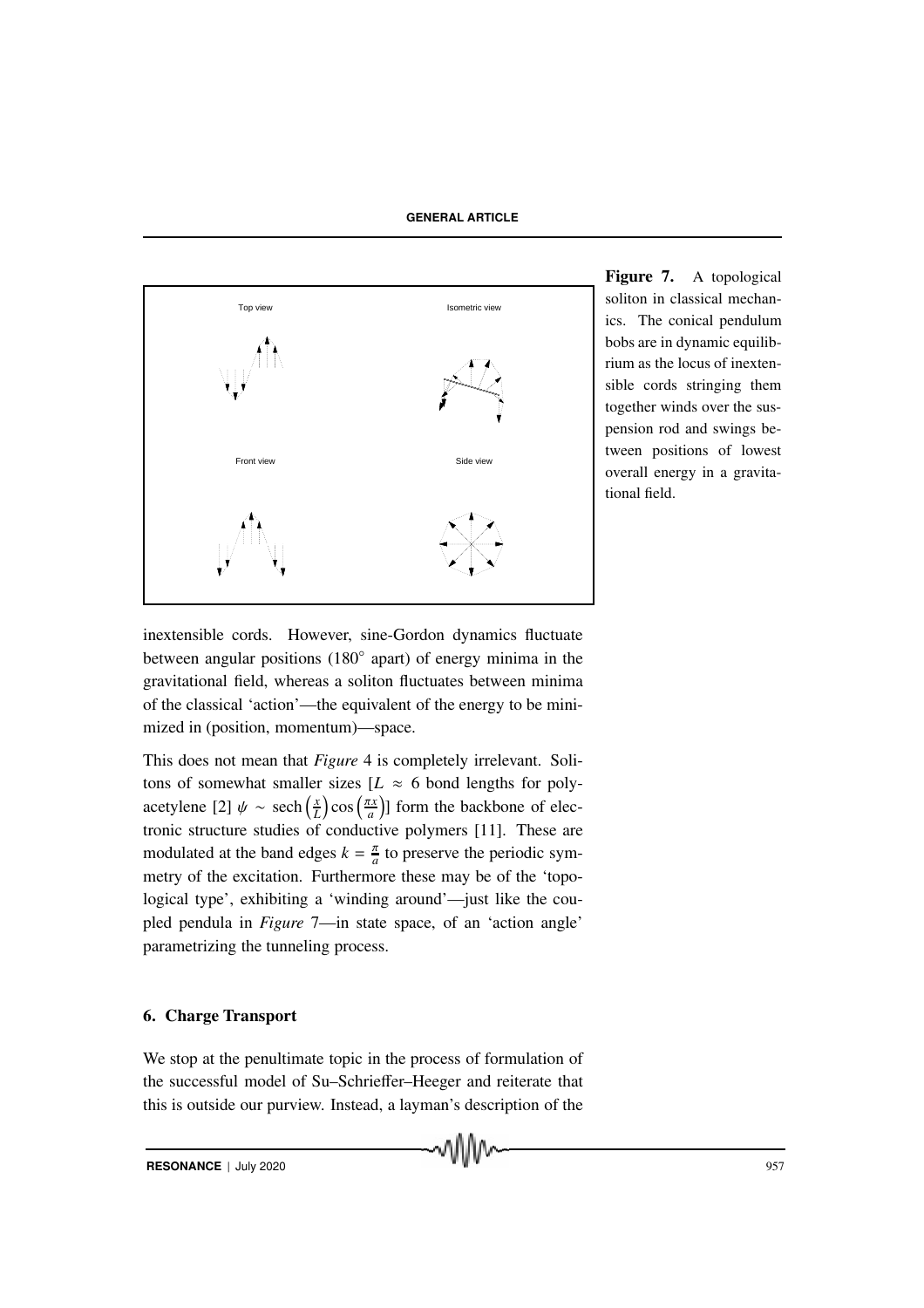**Figure 7.** A topological soliton in classical mechanics. The conical pendulum bobs are in dynamic equilibrium as the locus of inextensible cords stringing them together winds over the suspension rod and swings between positions of lowest overall energy in a gravitational field.

inextensible cords. However, sine-Gordon dynamics fluctuate between angular positions (180° apart) of energy minima in the gravitational field, whereas a soliton fluctuates between minima of the classical 'action'—the equivalent of the energy to be minimized in (position, momentum)—space.

This does not mean that *Figure* 4 is completely irrelevant. Solitons of somewhat smaller sizes [$L \approx 6$ bond lengths for polyacetylene [2] $\psi \sim \text{sech}\left(\frac{x}{L}\right)\cos\left(\frac{\pi x}{a}\right)$] form the backbone of electronic structure studies of conductive polymers [11]. These are modulated at the band edges $k = \frac{\pi}{a}$ to preserve the periodic symmetry of the excitation. Furthermore these may be of the 'topological type', exhibiting a 'winding around'—just like the coupled pendula in *Figure* 7—in state space, of an 'action angle' parametrizing the tunneling process.

## 6. Charge Transport

We stop at the penultimate topic in the process of formulation of the successful model of Su–Schrieffer–Heeger and reiterate that this is outside our purview. Instead, a layman's description of the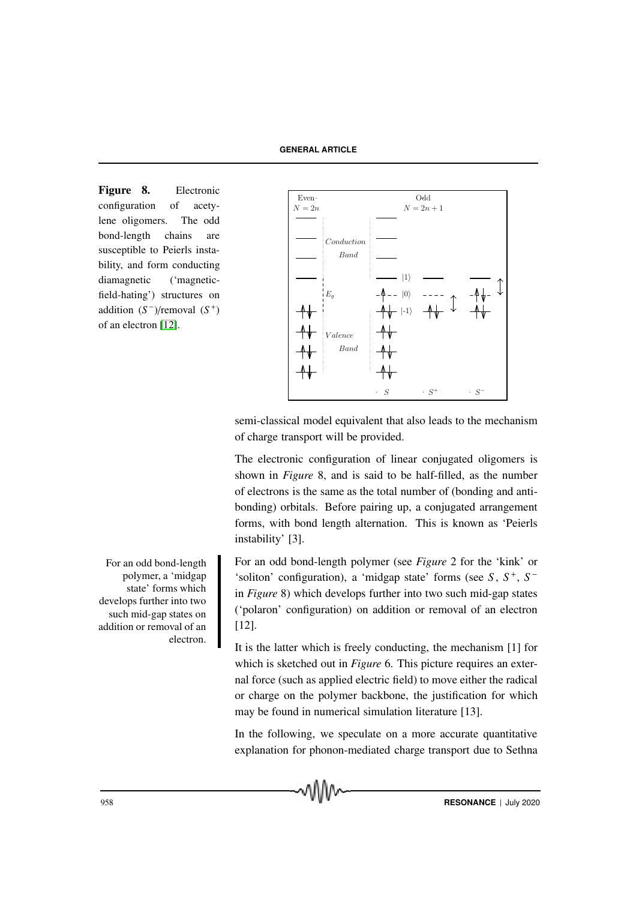**Figure 8.** Electronic configuration of acetylene oligomers. The odd bond-length chains are susceptible to Peierls instability, and form conducting diamagnetic ('magnetic-field-hating') structures on addition ($S^-$)/removal ($S^+$) of an electron [12].

semi-classical model equivalent that also leads to the mechanism of charge transport will be provided.

The electronic configuration of linear conjugated oligomers is shown in *Figure* 8, and is said to be half-filled, as the number of electrons is the same as the total number of (bonding and anti-bonding) orbitals. Before pairing up, a conjugated arrangement forms, with bond length alternation. This is known as 'Peierls instability' [3].

For an odd bond-length polymer, a 'midgap state' forms which develops further into two such mid-gap states on addition or removal of an electron.

For an odd bond-length polymer (see *Figure* 2 for the 'kink' or 'soliton' configuration), a 'midgap state' forms (see $S$, $S^+$, $S^-$ in *Figure* 8) which develops further into two such mid-gap states ('polaron' configuration) on addition or removal of an electron [12].

It is the latter which is freely conducting, the mechanism [1] for which is sketched out in *Figure* 6. This picture requires an external force (such as applied electric field) to move either the radical or charge on the polymer backbone, the justification for which may be found in numerical simulation literature [13].

In the following, we speculate on a more accurate quantitative explanation for phonon-mediated charge transport due to Sethna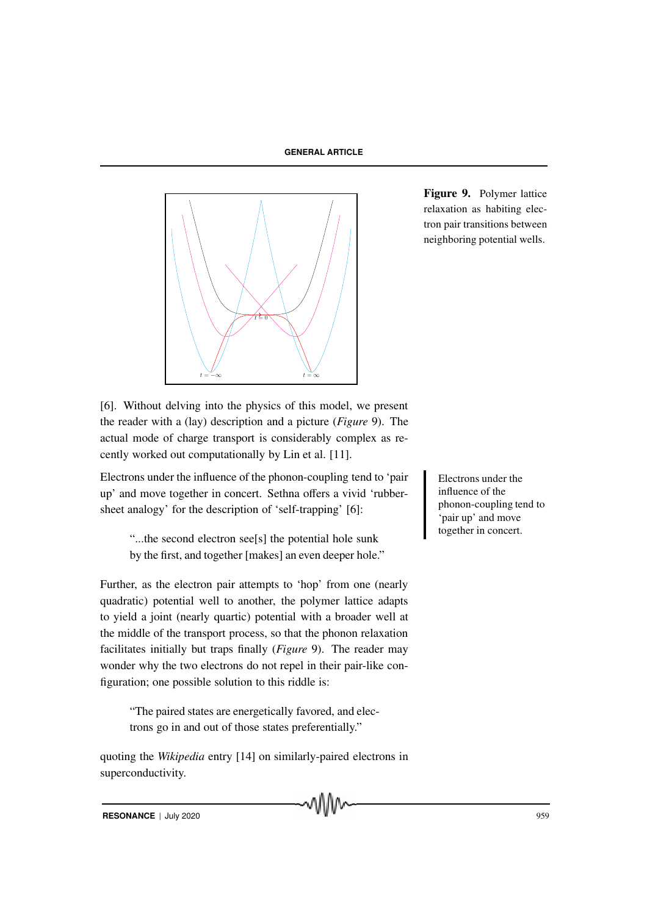Figure 9. Polymer lattice relaxation as habiting electron pair transitions between neighboring potential wells.

[6]. Without delving into the physics of this model, we present the reader with a (lay) description and a picture (*Figure* 9). The actual mode of charge transport is considerably complex as recently worked out computationally by Lin et al. [11].

Electrons under the influence of the phonon-coupling tend to 'pair up' and move together in concert. Sethna offers a vivid 'rubber-sheet analogy' for the description of 'self-trapping' [6]:

> "...the second electron see[s] the potential hole sunk by the first, and together [makes] an even deeper hole."

Electrons under the influence of the phonon-coupling tend to 'pair up' and move together in concert.

Further, as the electron pair attempts to 'hop' from one (nearly quadratic) potential well to another, the polymer lattice adapts to yield a joint (nearly quartic) potential with a broader well at the middle of the transport process, so that the phonon relaxation facilitates initially but traps finally (*Figure* 9). The reader may wonder why the two electrons do not repel in their pair-like configuration; one possible solution to this riddle is:

> "The paired states are energetically favored, and electrons go in and out of those states preferentially."

quoting the *Wikipedia* entry [14] on similarly-paired electrons in superconductivity.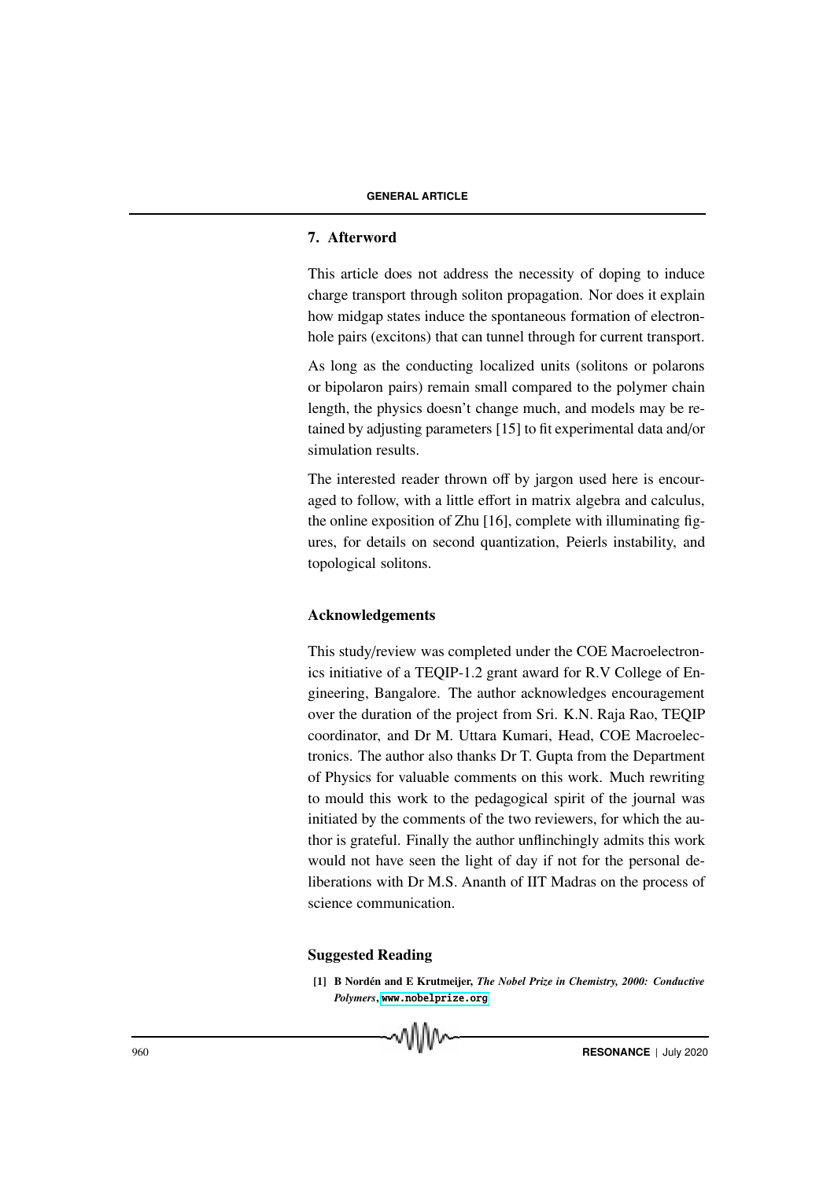## 7. Afterword

This article does not address the necessity of doping to induce charge transport through soliton propagation. Nor does it explain how midgap states induce the spontaneous formation of electron-hole pairs (excitons) that can tunnel through for current transport.

As long as the conducting localized units (solitons or polarons or bipolaron pairs) remain small compared to the polymer chain length, the physics doesn't change much, and models may be retained by adjusting parameters [15] to fit experimental data and/or simulation results.

The interested reader thrown off by jargon used here is encouraged to follow, with a little effort in matrix algebra and calculus, the online exposition of Zhu [16], complete with illuminating figures, for details on second quantization, Peierls instability, and topological solitons.

## Acknowledgements

This study/review was completed under the COE Macroelectronics initiative of a TEQIP-1.2 grant award for R.V College of Engineering, Bangalore. The author acknowledges encouragement over the duration of the project from Sri. K.N. Raja Rao, TEQIP coordinator, and Dr M. Uttara Kumari, Head, COE Macroelectronics. The author also thanks Dr T. Gupta from the Department of Physics for valuable comments on this work. Much rewriting to mould this work to the pedagogical spirit of the journal was initiated by the comments of the two reviewers, for which the author is grateful. Finally the author unflinchingly admits this work would not have seen the light of day if not for the personal deliberations with Dr M.S. Ananth of IIT Madras on the process of science communication.

## Suggested Reading

[1] **B Nordén and E Krutmeijer,** ***The Nobel Prize in Chemistry, 2000: Conductive Polymers***, www.nobelprize.org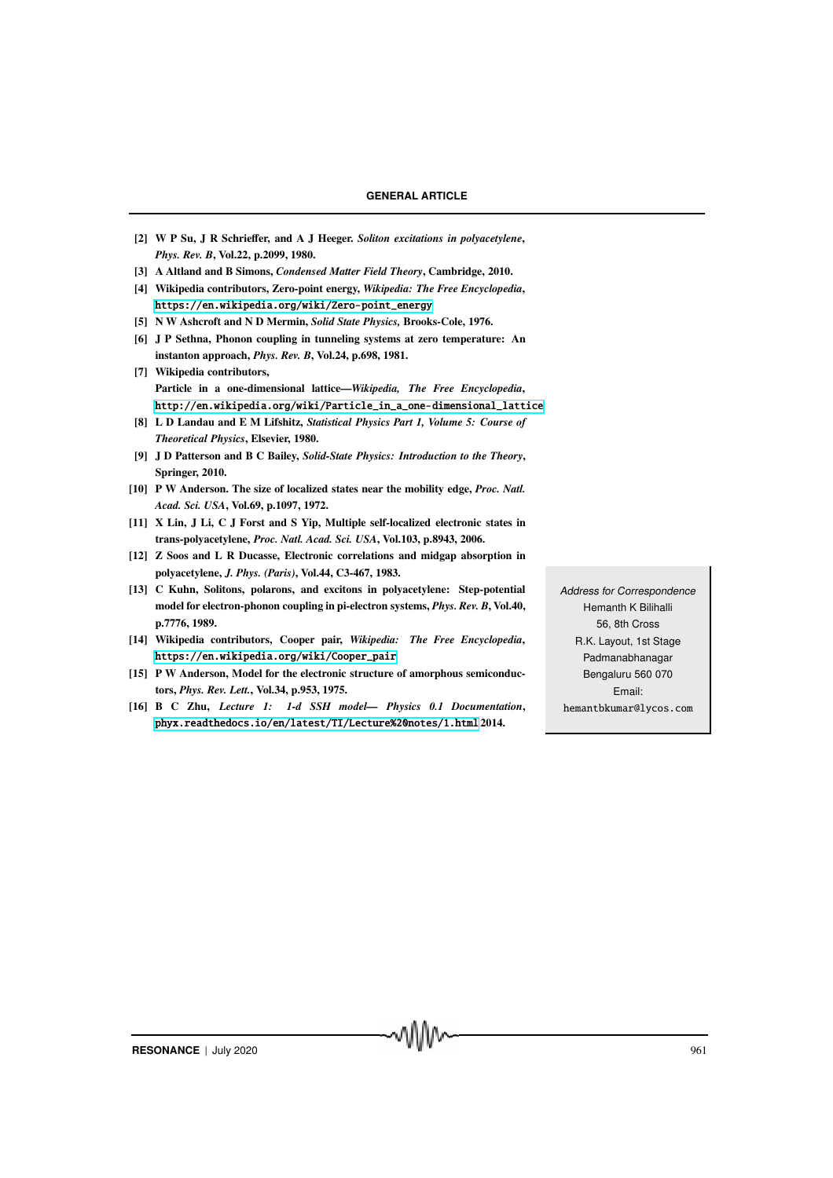**[2] W P Su, J R Schrieffer, and A J Heeger.** ***Soliton excitations in polyacetylene*****,** ***Phys. Rev. B*****, Vol.22, p.2099, 1980.**

**[3] A Altland and B Simons,** ***Condensed Matter Field Theory*****, Cambridge, 2010.**

**[4] Wikipedia contributors, Zero-point energy,** ***Wikipedia: The Free Encyclopedia*****,** https://en.wikipedia.org/wiki/Zero-point_energy

**[5] N W Ashcroft and N D Mermin,** ***Solid State Physics,*** **Brooks-Cole, 1976.**

**[6] J P Sethna, Phonon coupling in tunneling systems at zero temperature: An instanton approach,** ***Phys. Rev. B*****, Vol.24, p.698, 1981.**

**[7] Wikipedia contributors,**
**Particle in a one-dimensional lattice—*****Wikipedia, The Free Encyclopedia*****,** http://en.wikipedia.org/wiki/Particle_in_a_one-dimensional_lattice

**[8] L D Landau and E M Lifshitz,** ***Statistical Physics Part 1, Volume 5: Course of Theoretical Physics*****, Elsevier, 1980.**

**[9] J D Patterson and B C Bailey,** ***Solid-State Physics: Introduction to the Theory*****, Springer, 2010.**

**[10] P W Anderson. The size of localized states near the mobility edge,** ***Proc. Natl. Acad. Sci. USA*****, Vol.69, p.1097, 1972.**

**[11] X Lin, J Li, C J Forst and S Yip, Multiple self-localized electronic states in trans-polyacetylene,** ***Proc. Natl. Acad. Sci. USA*****, Vol.103, p.8943, 2006.**

**[12] Z Soos and L R Ducasse, Electronic correlations and midgap absorption in polyacetylene,** ***J. Phys. (Paris)*****, Vol.44, C3-467, 1983.**

**[13] C Kuhn, Solitons, polarons, and excitons in polyacetylene: Step-potential model for electron-phonon coupling in pi-electron systems,** ***Phys. Rev. B*****, Vol.40, p.7776, 1989.**

**[14] Wikipedia contributors, Cooper pair,** ***Wikipedia: The Free Encyclopedia*****,** https://en.wikipedia.org/wiki/Cooper_pair

**[15] P W Anderson, Model for the electronic structure of amorphous semiconductors,** ***Phys. Rev. Lett.*****, Vol.34, p.953, 1975.**

**[16] B C Zhu,** ***Lecture 1: 1-d SSH model— Physics 0.1 Documentation*****,** phyx.readthedocs.io/en/latest/TI/Lecture%20notes/1.html **2014.**

*Address for Correspondence*
Hemanth K Bilihalli
56, 8th Cross
R.K. Layout, 1st Stage
Padmanabhanagar
Bengaluru 560 070
Email:
hemantbkumar@lycos.com